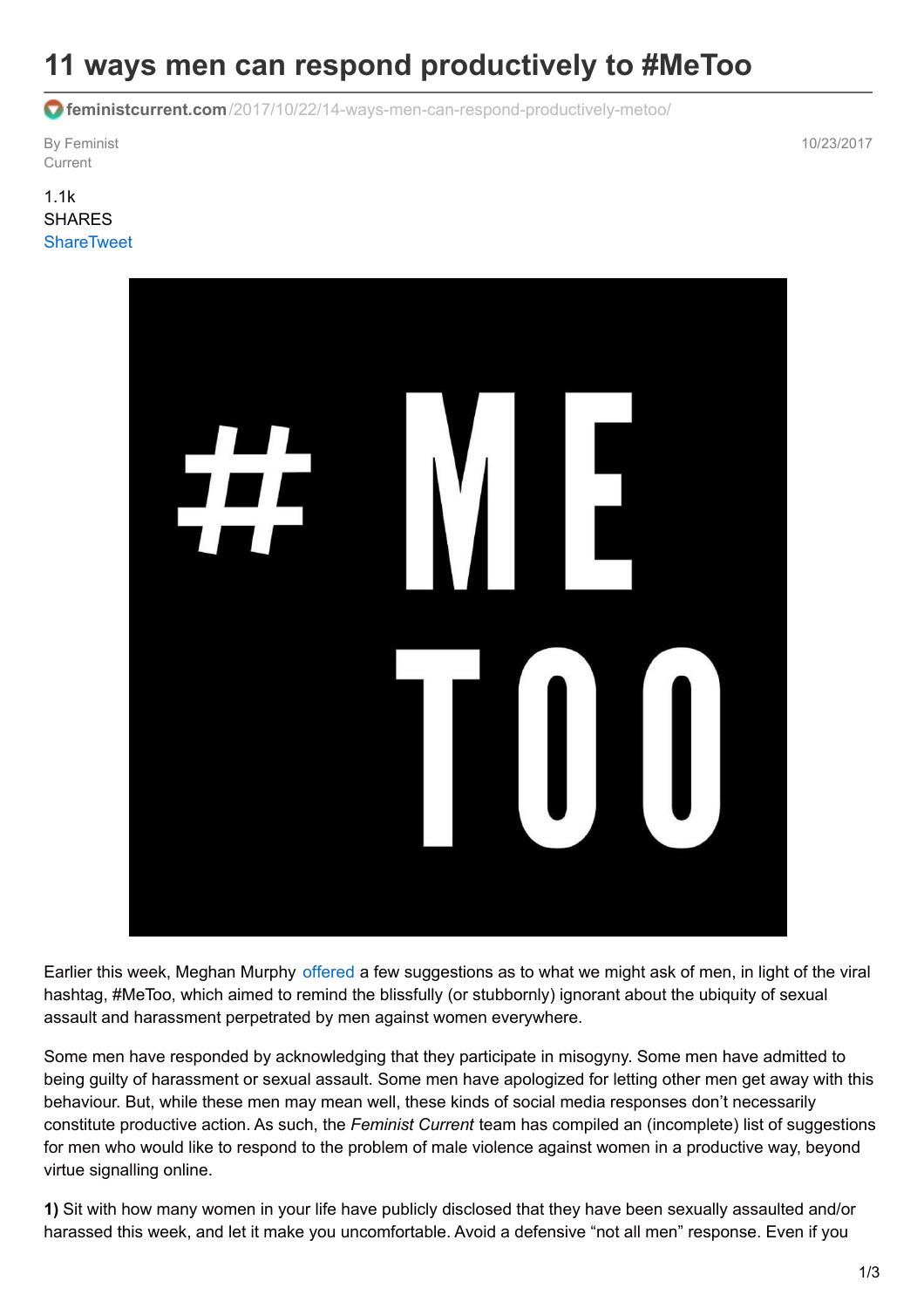# 11 ways men can respond productively to #MeToo

feministcurrent.com/2017/10/22/14-ways-men-can-respond-productively-metoo/

By Feminist Current

10/23/2017

1.1k SHARES

ShareTweet

Earlier this week, Meghan Murphy offered a few suggestions as to what we might ask of men, in light of the viral hashtag, #MeToo, which aimed to remind the blissfully (or stubbornly) ignorant about the ubiquity of sexual assault and harassment perpetrated by men against women everywhere.

Some men have responded by acknowledging that they participate in misogyny. Some men have admitted to being guilty of harassment or sexual assault. Some men have apologized for letting other men get away with this behaviour. But, while these men may mean well, these kinds of social media responses don't necessarily constitute productive action. As such, the *Feminist Current* team has compiled an (incomplete) list of suggestions for men who would like to respond to the problem of male violence against women in a productive way, beyond virtue signalling online.

**1)** Sit with how many women in your life have publicly disclosed that they have been sexually assaulted and/or harassed this week, and let it make you uncomfortable. Avoid a defensive "not all men" response. Even if you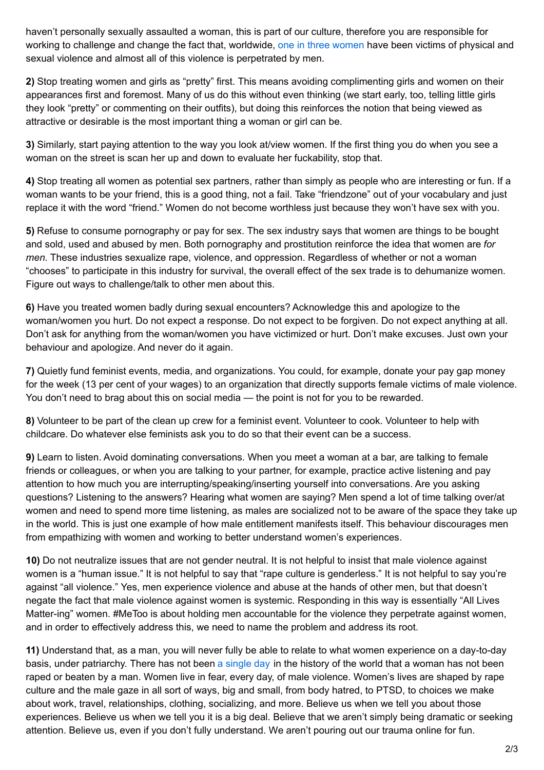haven't personally sexually assaulted a woman, this is part of our culture, therefore you are responsible for working to challenge and change the fact that, worldwide, one in three women have been victims of physical and sexual violence and almost all of this violence is perpetrated by men.

**2)** Stop treating women and girls as "pretty" first. This means avoiding complimenting girls and women on their appearances first and foremost. Many of us do this without even thinking (we start early, too, telling little girls they look "pretty" or commenting on their outfits), but doing this reinforces the notion that being viewed as attractive or desirable is the most important thing a woman or girl can be.

**3)** Similarly, start paying attention to the way you look at/view women. If the first thing you do when you see a woman on the street is scan her up and down to evaluate her fuckability, stop that.

**4)** Stop treating all women as potential sex partners, rather than simply as people who are interesting or fun. If a woman wants to be your friend, this is a good thing, not a fail. Take "friendzone" out of your vocabulary and just replace it with the word "friend." Women do not become worthless just because they won't have sex with you.

**5)** Refuse to consume pornography or pay for sex. The sex industry says that women are things to be bought and sold, used and abused by men. Both pornography and prostitution reinforce the idea that women are *for men*. These industries sexualize rape, violence, and oppression. Regardless of whether or not a woman "chooses" to participate in this industry for survival, the overall effect of the sex trade is to dehumanize women. Figure out ways to challenge/talk to other men about this.

**6)** Have you treated women badly during sexual encounters? Acknowledge this and apologize to the woman/women you hurt. Do not expect a response. Do not expect to be forgiven. Do not expect anything at all. Don't ask for anything from the woman/women you have victimized or hurt. Don't make excuses. Just own your behaviour and apologize. And never do it again.

**7)** Quietly fund feminist events, media, and organizations. You could, for example, donate your pay gap money for the week (13 per cent of your wages) to an organization that directly supports female victims of male violence. You don't need to brag about this on social media — the point is not for you to be rewarded.

**8)** Volunteer to be part of the clean up crew for a feminist event. Volunteer to cook. Volunteer to help with childcare. Do whatever else feminists ask you to do so that their event can be a success.

**9)** Learn to listen. Avoid dominating conversations. When you meet a woman at a bar, are talking to female friends or colleagues, or when you are talking to your partner, for example, practice active listening and pay attention to how much you are interrupting/speaking/inserting yourself into conversations. Are you asking questions? Listening to the answers? Hearing what women are saying? Men spend a lot of time talking over/at women and need to spend more time listening, as males are socialized not to be aware of the space they take up in the world. This is just one example of how male entitlement manifests itself. This behaviour discourages men from empathizing with women and working to better understand women's experiences.

**10)** Do not neutralize issues that are not gender neutral. It is not helpful to insist that male violence against women is a "human issue." It is not helpful to say that "rape culture is genderless." It is not helpful to say you're against "all violence." Yes, men experience violence and abuse at the hands of other men, but that doesn't negate the fact that male violence against women is systemic. Responding in this way is essentially "All Lives Matter-ing" women. #MeToo is about holding men accountable for the violence they perpetrate against women, and in order to effectively address this, we need to name the problem and address its root.

**11)** Understand that, as a man, you will never fully be able to relate to what women experience on a day-to-day basis, under patriarchy. There has not been a single day in the history of the world that a woman has not been raped or beaten by a man. Women live in fear, every day, of male violence. Women's lives are shaped by rape culture and the male gaze in all sort of ways, big and small, from body hatred, to PTSD, to choices we make about work, travel, relationships, clothing, socializing, and more. Believe us when we tell you about those experiences. Believe us when we tell you it is a big deal. Believe that we aren't simply being dramatic or seeking attention. Believe us, even if you don't fully understand. We aren't pouring out our trauma online for fun.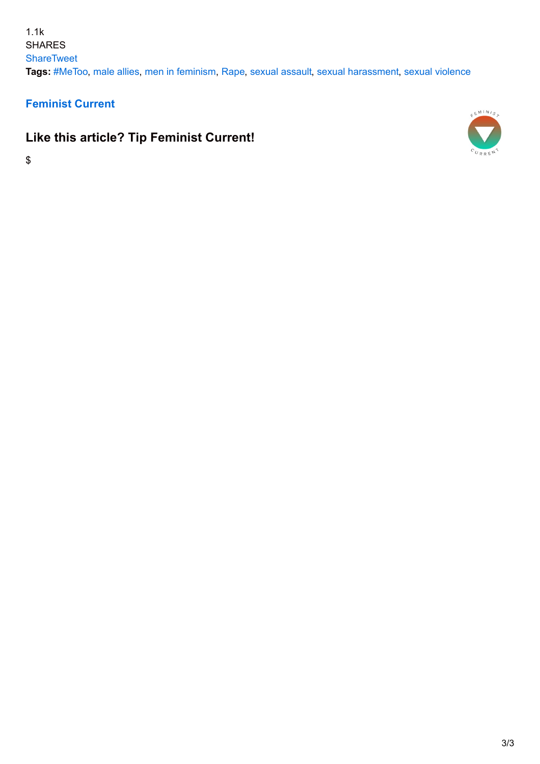1.1k
SHARES
ShareTweet
**Tags:** #MeToo, male allies, men in feminism, Rape, sexual assault, sexual harassment, sexual violence

**Feminist Current**

## Like this article? Tip Feminist Current!

$